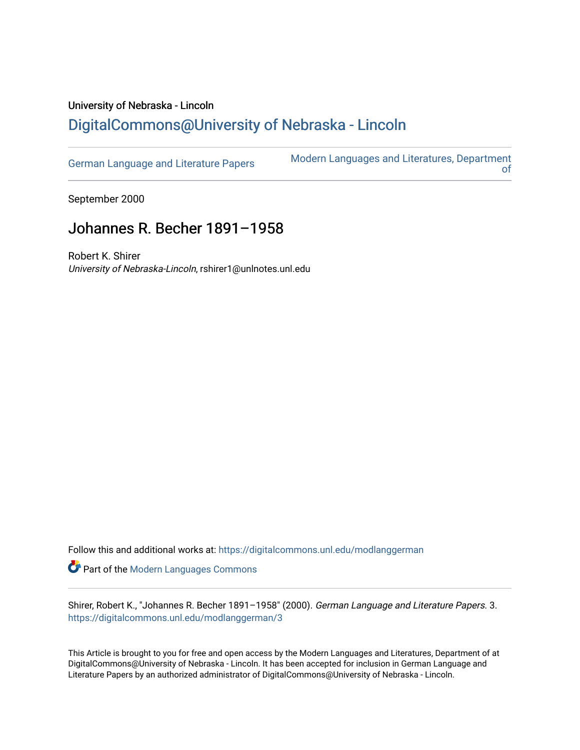University of Nebraska - Lincoln

# DigitalCommons@University of Nebraska - Lincoln

German Language and Literature Papers | Modern Languages and Literatures, Department of

September 2000

## Johannes R. Becher 1891–1958

Robert K. Shirer
*University of Nebraska-Lincoln*, rshirer1@unlnotes.unl.edu

Follow this and additional works at: https://digitalcommons.unl.edu/modlanggerman

Part of the Modern Languages Commons

Shirer, Robert K., "Johannes R. Becher 1891–1958" (2000). *German Language and Literature Papers*. 3.
https://digitalcommons.unl.edu/modlanggerman/3

This Article is brought to you for free and open access by the Modern Languages and Literatures, Department of at DigitalCommons@University of Nebraska - Lincoln. It has been accepted for inclusion in German Language and Literature Papers by an authorized administrator of DigitalCommons@University of Nebraska - Lincoln.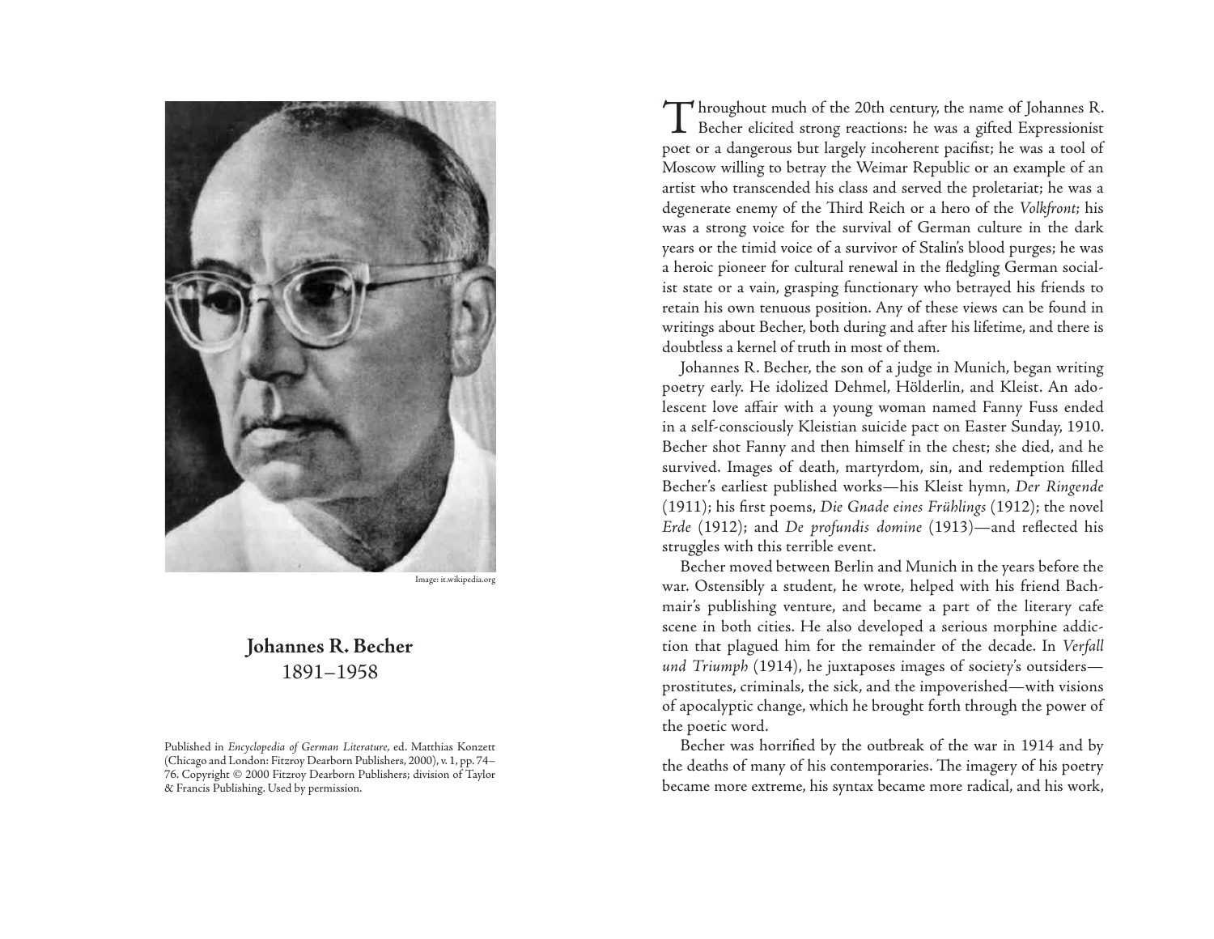Image: it.wikipedia.org

# Johannes R. Becher

1891–1958

Published in *Encyclopedia of German Literature*, ed. Matthias Konzett (Chicago and London: Fitzroy Dearborn Publishers, 2000), v. 1, pp. 74–76. Copyright © 2000 Fitzroy Dearborn Publishers; division of Taylor & Francis Publishing. Used by permission.

Throughout much of the 20th century, the name of Johannes R. Becher elicited strong reactions: he was a gifted Expressionist poet or a dangerous but largely incoherent pacifist; he was a tool of Moscow willing to betray the Weimar Republic or an example of an artist who transcended his class and served the proletariat; he was a degenerate enemy of the Third Reich or a hero of the *Volkfront*; his was a strong voice for the survival of German culture in the dark years or the timid voice of a survivor of Stalin's blood purges; he was a heroic pioneer for cultural renewal in the fledgling German socialist state or a vain, grasping functionary who betrayed his friends to retain his own tenuous position. Any of these views can be found in writings about Becher, both during and after his lifetime, and there is doubtless a kernel of truth in most of them.

Johannes R. Becher, the son of a judge in Munich, began writing poetry early. He idolized Dehmel, Hölderlin, and Kleist. An adolescent love affair with a young woman named Fanny Fuss ended in a self-consciously Kleistian suicide pact on Easter Sunday, 1910. Becher shot Fanny and then himself in the chest; she died, and he survived. Images of death, martyrdom, sin, and redemption filled Becher's earliest published works—his Kleist hymn, *Der Ringende* (1911); his first poems, *Die Gnade eines Frühlings* (1912); the novel *Erde* (1912); and *De profundis domine* (1913)—and reflected his struggles with this terrible event.

Becher moved between Berlin and Munich in the years before the war. Ostensibly a student, he wrote, helped with his friend Bachmair's publishing venture, and became a part of the literary cafe scene in both cities. He also developed a serious morphine addiction that plagued him for the remainder of the decade. In *Verfall und Triumph* (1914), he juxtaposes images of society's outsiders—prostitutes, criminals, the sick, and the impoverished—with visions of apocalyptic change, which he brought forth through the power of the poetic word.

Becher was horrified by the outbreak of the war in 1914 and by the deaths of many of his contemporaries. The imagery of his poetry became more extreme, his syntax became more radical, and his work,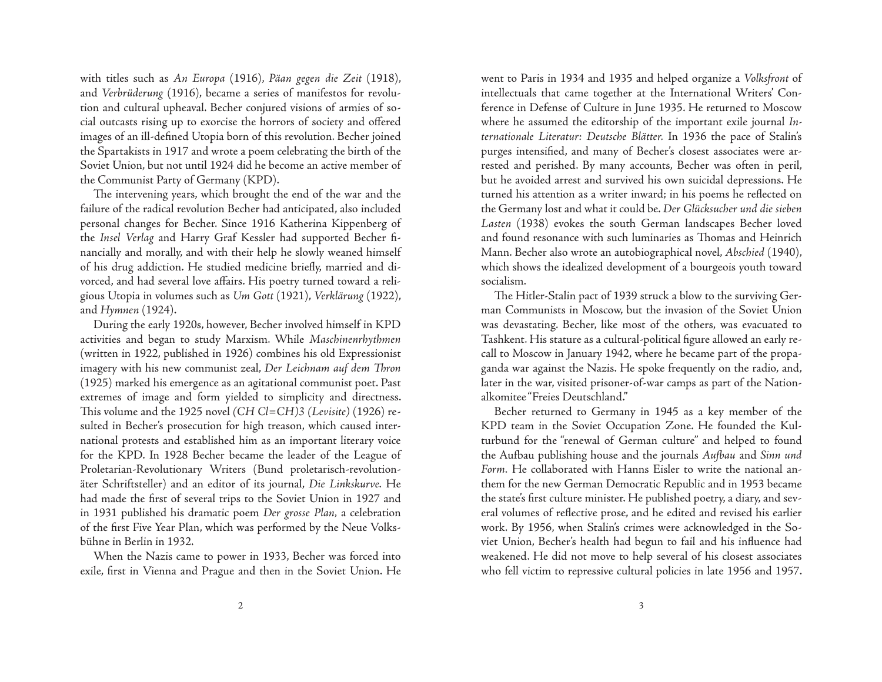with titles such as *An Europa* (1916), *Päan gegen die Zeit* (1918), and *Verbrüderung* (1916), became a series of manifestos for revolution and cultural upheaval. Becher conjured visions of armies of social outcasts rising up to exorcise the horrors of society and offered images of an ill-defined Utopia born of this revolution. Becher joined the Spartakists in 1917 and wrote a poem celebrating the birth of the Soviet Union, but not until 1924 did he become an active member of the Communist Party of Germany (KPD).

The intervening years, which brought the end of the war and the failure of the radical revolution Becher had anticipated, also included personal changes for Becher. Since 1916 Katherina Kippenberg of the *Insel Verlag* and Harry Graf Kessler had supported Becher financially and morally, and with their help he slowly weaned himself of his drug addiction. He studied medicine briefly, married and divorced, and had several love affairs. His poetry turned toward a religious Utopia in volumes such as *Um Gott* (1921), *Verklärung* (1922), and *Hymnen* (1924).

During the early 1920s, however, Becher involved himself in KPD activities and began to study Marxism. While *Maschinenrhythmen* (written in 1922, published in 1926) combines his old Expressionist imagery with his new communist zeal, *Der Leichnam auf dem Thron* (1925) marked his emergence as an agitational communist poet. Past extremes of image and form yielded to simplicity and directness. This volume and the 1925 novel *(CH Cl=CH)3 (Levisite)* (1926) resulted in Becher's prosecution for high treason, which caused international protests and established him as an important literary voice for the KPD. In 1928 Becher became the leader of the League of Proletarian-Revolutionary Writers (Bund proletarisch-revolutionäter Schriftsteller) and an editor of its journal, *Die Linkskurve.* He had made the first of several trips to the Soviet Union in 1927 and in 1931 published his dramatic poem *Der grosse Plan,* a celebration of the first Five Year Plan, which was performed by the Neue Volksbühne in Berlin in 1932.

When the Nazis came to power in 1933, Becher was forced into exile, first in Vienna and Prague and then in the Soviet Union. He went to Paris in 1934 and 1935 and helped organize a *Volksfront* of intellectuals that came together at the International Writers' Conference in Defense of Culture in June 1935. He returned to Moscow where he assumed the editorship of the important exile journal *Internationale Literatur: Deutsche Blätter.* In 1936 the pace of Stalin's purges intensified, and many of Becher's closest associates were arrested and perished. By many accounts, Becher was often in peril, but he avoided arrest and survived his own suicidal depressions. He turned his attention as a writer inward; in his poems he reflected on the Germany lost and what it could be. *Der Glücksucher und die sieben Lasten* (1938) evokes the south German landscapes Becher loved and found resonance with such luminaries as Thomas and Heinrich Mann. Becher also wrote an autobiographical novel, *Abschied* (1940), which shows the idealized development of a bourgeois youth toward socialism.

The Hitler-Stalin pact of 1939 struck a blow to the surviving German Communists in Moscow, but the invasion of the Soviet Union was devastating. Becher, like most of the others, was evacuated to Tashkent. His stature as a cultural-political figure allowed an early recall to Moscow in January 1942, where he became part of the propaganda war against the Nazis. He spoke frequently on the radio, and, later in the war, visited prisoner-of-war camps as part of the Nationalkomitee "Freies Deutschland."

Becher returned to Germany in 1945 as a key member of the KPD team in the Soviet Occupation Zone. He founded the Kulturbund for the "renewal of German culture" and helped to found the Aufbau publishing house and the journals *Aufbau* and *Sinn und Form.* He collaborated with Hanns Eisler to write the national anthem for the new German Democratic Republic and in 1953 became the state's first culture minister. He published poetry, a diary, and several volumes of reflective prose, and he edited and revised his earlier work. By 1956, when Stalin's crimes were acknowledged in the Soviet Union, Becher's health had begun to fail and his influence had weakened. He did not move to help several of his closest associates who fell victim to repressive cultural policies in late 1956 and 1957.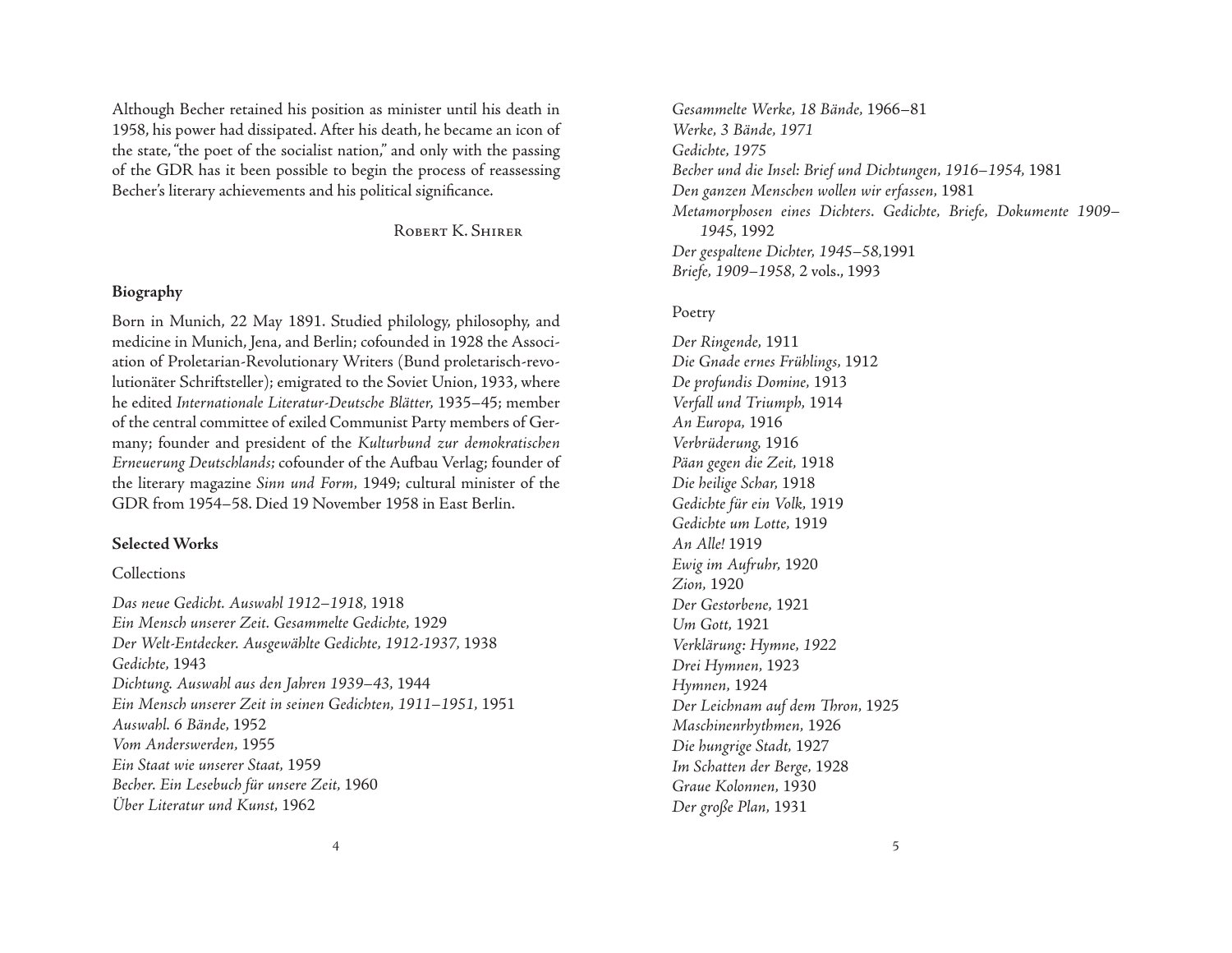Although Becher retained his position as minister until his death in 1958, his power had dissipated. After his death, he became an icon of the state, "the poet of the socialist nation," and only with the passing of the GDR has it been possible to begin the process of reassessing Becher's literary achievements and his political significance.

Robert K. Shirer

### Biography

Born in Munich, 22 May 1891. Studied philology, philosophy, and medicine in Munich, Jena, and Berlin; cofounded in 1928 the Association of Proletarian-Revolutionary Writers (Bund proletarisch-revolutionäter Schriftsteller); emigrated to the Soviet Union, 1933, where he edited *Internationale Literatur-Deutsche Blätter*, 1935–45; member of the central committee of exiled Communist Party members of Germany; founder and president of the *Kulturbund zur demokratischen Erneuerung Deutschlands;* cofounder of the Aufbau Verlag; founder of the literary magazine *Sinn und Form*, 1949; cultural minister of the GDR from 1954–58. Died 19 November 1958 in East Berlin.

### Selected Works

Collections

*Das neue Gedicht. Auswahl 1912–1918,* 1918  
*Ein Mensch unserer Zeit. Gesammelte Gedichte,* 1929  
*Der Welt-Entdecker. Ausgewählte Gedichte, 1912-1937,* 1938  
*Gedichte,* 1943  
*Dichtung. Auswahl aus den Jahren 1939–43,* 1944  
*Ein Mensch unserer Zeit in seinen Gedichten, 1911–1951,* 1951  
*Auswahl. 6 Bände,* 1952  
*Vom Anderswerden,* 1955  
*Ein Staat wie unserer Staat,* 1959  
*Becher. Ein Lesebuch für unsere Zeit,* 1960  
*Über Literatur und Kunst,* 1962  
*Gesammelte Werke, 18 Bände,* 1966–81  
*Werke, 3 Bände, 1971*  
*Gedichte, 1975*  
*Becher und die Insel: Brief und Dichtungen, 1916–1954,* 1981  
*Den ganzen Menschen wollen wir erfassen,* 1981  
*Metamorphosen eines Dichters. Gedichte, Briefe, Dokumente 1909–1945,* 1992  
*Der gespaltene Dichter, 1945–58,*1991  
*Briefe, 1909–1958,* 2 vols., 1993

Poetry

*Der Ringende,* 1911  
*Die Gnade ernes Frühlings,* 1912  
*De profundis Domine,* 1913  
*Verfall und Triumph,* 1914  
*An Europa,* 1916  
*Verbrüderung,* 1916  
*Päan gegen die Zeit,* 1918  
*Die heilige Schar,* 1918  
*Gedichte für ein Volk,* 1919  
*Gedichte um Lotte,* 1919  
*An Alle!* 1919  
*Ewig im Aufruhr,* 1920  
*Zion,* 1920  
*Der Gestorbene,* 1921  
*Um Gott,* 1921  
*Verklärung: Hymne, 1922*  
*Drei Hymnen,* 1923  
*Hymnen,* 1924  
*Der Leichnam auf dem Thron,* 1925  
*Maschinenrhythmen,* 1926  
*Die hungrige Stadt,* 1927  
*Im Schatten der Berge,* 1928  
*Graue Kolonnen,* 1930  
*Der große Plan,* 1931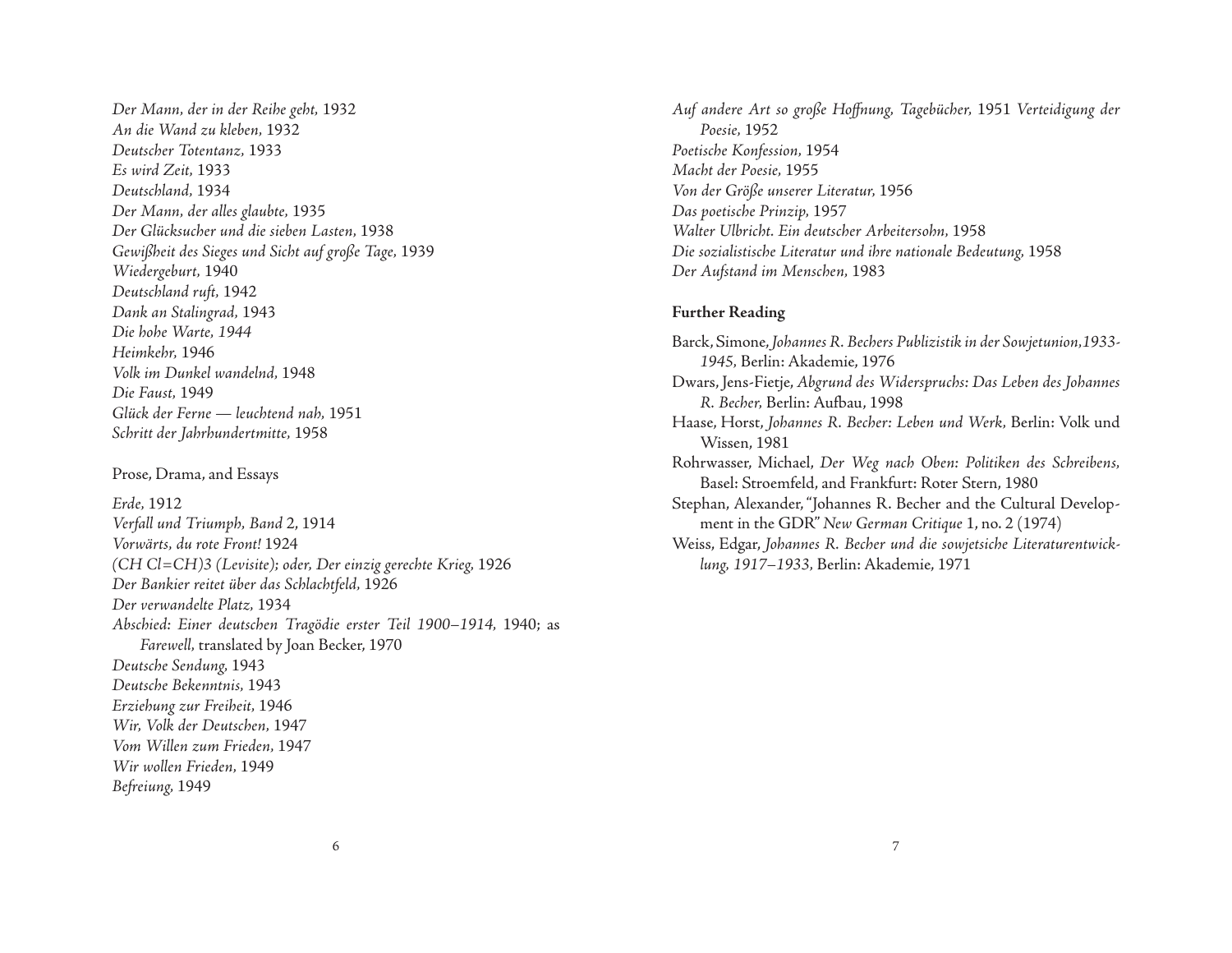*Der Mann, der in der Reihe geht,* 1932
*An die Wand zu kleben,* 1932
*Deutscher Totentanz,* 1933
*Es wird Zeit,* 1933
*Deutschland,* 1934
*Der Mann, der alles glaubte,* 1935
*Der Glücksucher und die sieben Lasten,* 1938
*Gewißheit des Sieges und Sicht auf große Tage,* 1939
*Wiedergeburt,* 1940
*Deutschland ruft,* 1942
*Dank an Stalingrad,* 1943
*Die hohe Warte, 1944*
*Heimkehr,* 1946
*Volk im Dunkel wandelnd,* 1948
*Die Faust,* 1949
*Glück der Ferne — leuchtend nah,* 1951
*Schritt der Jahrhundertmitte,* 1958

Prose, Drama, and Essays

*Erde,* 1912
*Verfall und Triumph, Band* 2, 1914
*Vorwärts, du rote Front!* 1924
*(CH Cl=CH)3 (Levisite); oder, Der einzig gerechte Krieg,* 1926
*Der Bankier reitet über das Schlachtfeld,* 1926
*Der verwandelte Platz,* 1934
*Abschied: Einer deutschen Tragödie erster Teil 1900–1914,* 1940; as *Farewell,* translated by Joan Becker, 1970
*Deutsche Sendung,* 1943
*Deutsche Bekenntnis,* 1943
*Erziehung zur Freiheit,* 1946
*Wir, Volk der Deutschen,* 1947
*Vom Willen zum Frieden,* 1947
*Wir wollen Frieden,* 1949
*Befreiung,* 1949
*Auf andere Art so große Hoffnung, Tagebücher,* 1951 *Verteidigung der Poesie,* 1952
*Poetische Konfession,* 1954
*Macht der Poesie,* 1955
*Von der Größe unserer Literatur,* 1956
*Das poetische Prinzip,* 1957
*Walter Ulbricht. Ein deutscher Arbeitersohn,* 1958
*Die sozialistische Literatur und ihre nationale Bedeutung,* 1958
*Der Aufstand im Menschen,* 1983

**Further Reading**

Barck, Simone, *Johannes R. Bechers Publizistik in der Sowjetunion,1933-1945,* Berlin: Akademie, 1976
Dwars, Jens-Fietje, *Abgrund des Widerspruchs: Das Leben des Johannes R. Becher,* Berlin: Aufbau, 1998
Haase, Horst, *Johannes R. Becher: Leben und Werk,* Berlin: Volk und Wissen, 1981
Rohrwasser, Michael, *Der Weg nach Oben: Politiken des Schreibens,* Basel: Stroemfeld, and Frankfurt: Roter Stern, 1980
Stephan, Alexander, "Johannes R. Becher and the Cultural Development in the GDR" *New German Critique* 1, no. 2 (1974)
Weiss, Edgar, *Johannes R. Becher und die sowjetsiche Literaturentwicklung, 1917–1933,* Berlin: Akademie, 1971